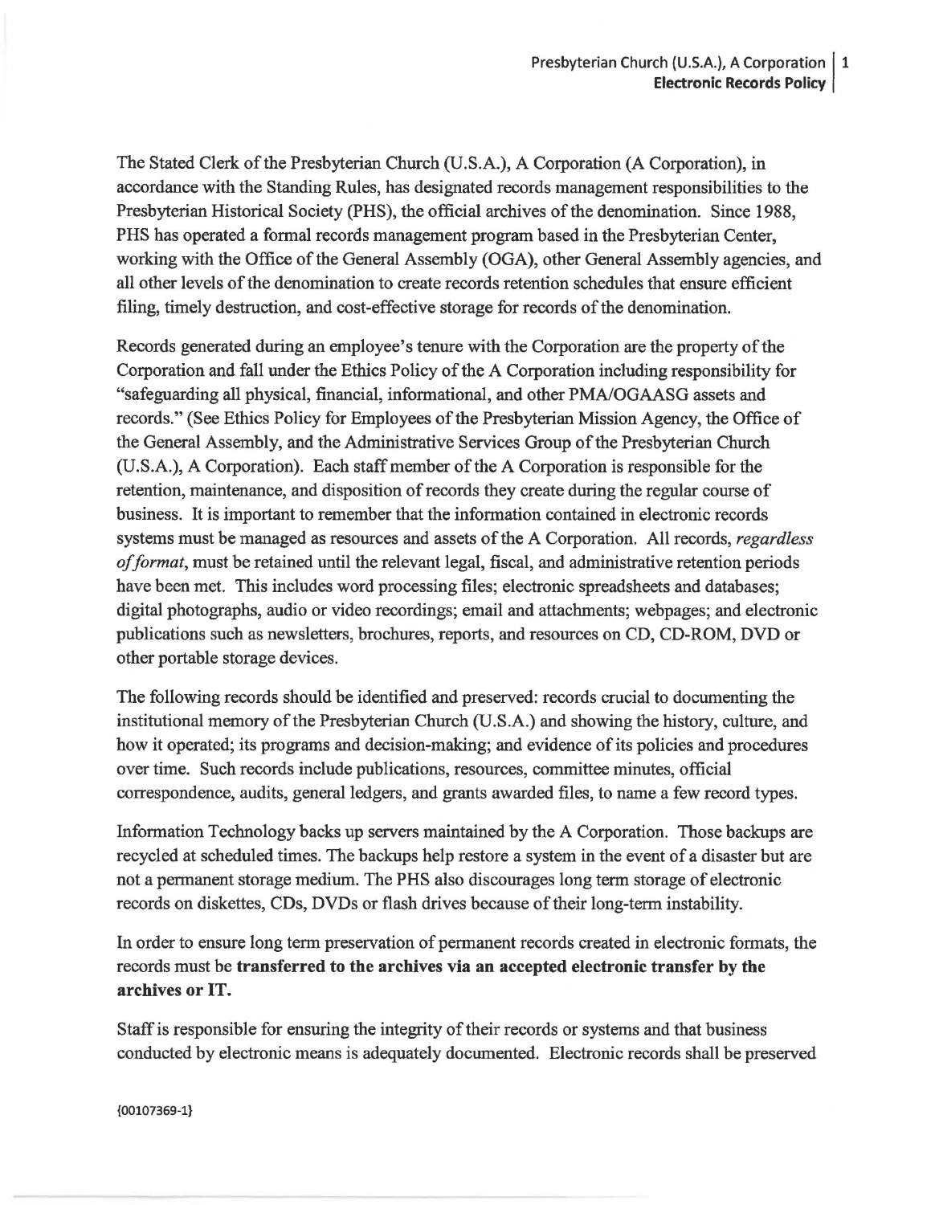The Stated Clerk of the Presbyterian Church (U.S.A.), A Corporation (A Corporation), in accordance with the Standing Rules, has designated records management responsibilities to the Presbyterian Historical Society (PHS), the official archives of the denomination. Since 1988, PHS has operated a formal records management program based in the Presbyterian Center, working with the Office of the General Assembly (OGA), other General Assembly agencies, and all other levels of the denomination to create records retention schedules that ensure efficient filing, timely destruction, and cost-effective storage for records of the denomination.

Records generated during an employee's tenure with the Corporation are the property of the Corporation and fall under the Ethics Policy of the A Corporation including responsibility for "safeguarding all physical, financial, informational, and other PMA/OGAASG assets and records." (See Ethics Policy for Employees of the Presbyterian Mission Agency, the Office of the General Assembly, and the Administrative Services Group of the Presbyterian Church (U.S.A.), A Corporation). Each staff member of the A Corporation is responsible for the retention, maintenance, and disposition of records they create during the regular course of business. It is important to remember that the information contained in electronic records systems must be managed as resources and assets of the A Corporation. All records, *regardless of format*, must be retained until the relevant legal, fiscal, and administrative retention periods have been met. This includes word processing files; electronic spreadsheets and databases; digital photographs, audio or video recordings; email and attachments; webpages; and electronic publications such as newsletters, brochures, reports, and resources on CD, CD-ROM, DVD or other portable storage devices.

The following records should be identified and preserved: records crucial to documenting the institutional memory of the Presbyterian Church (U.S.A.) and showing the history, culture, and how it operated; its programs and decision-making; and evidence of its policies and procedures over time. Such records include publications, resources, committee minutes, official correspondence, audits, general ledgers, and grants awarded files, to name a few record types.

Information Technology backs up servers maintained by the A Corporation. Those backups are recycled at scheduled times. The backups help restore a system in the event of a disaster but are not a permanent storage medium. The PHS also discourages long term storage of electronic records on diskettes, CDs, DVDs or flash drives because of their long-term instability.

In order to ensure long term preservation of permanent records created in electronic formats, the records must be **transferred to the archives via an accepted electronic transfer by the archives or IT.**

Staff is responsible for ensuring the integrity of their records or systems and that business conducted by electronic means is adequately documented. Electronic records shall be preserved

{00107369-1}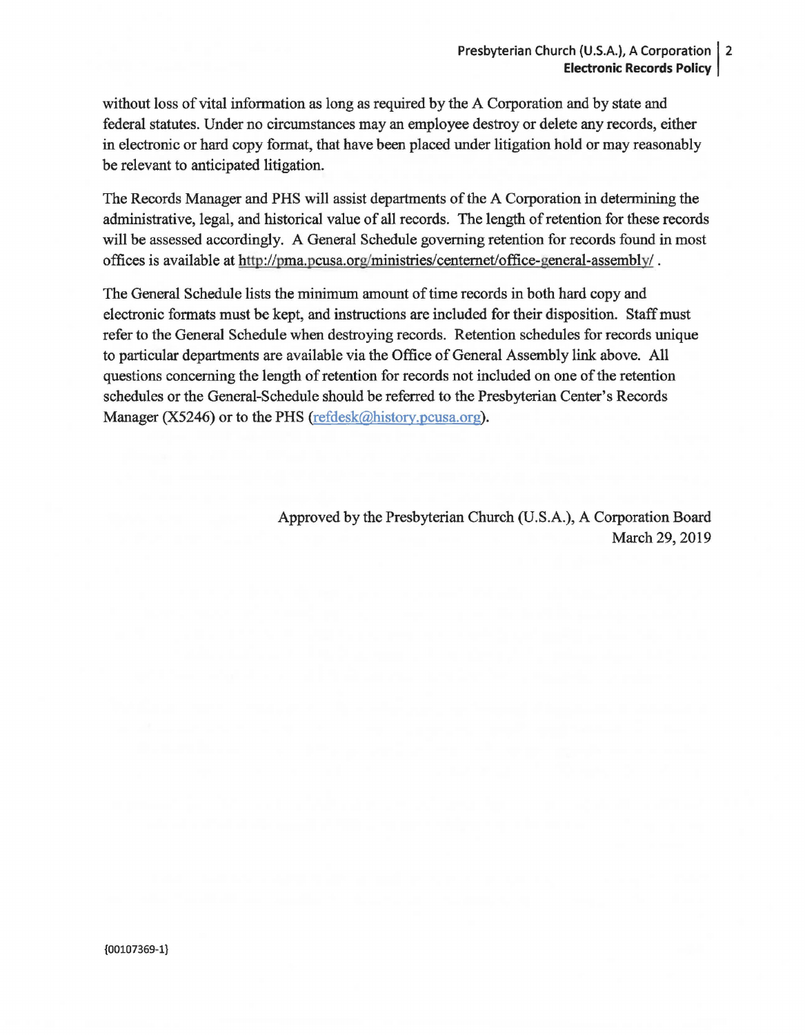without loss of vital information as long as required by the A Corporation and by state and federal statutes. Under no circumstances may an employee destroy or delete any records, either in electronic or hard copy format, that have been placed under litigation hold or may reasonably be relevant to anticipated litigation.

The Records Manager and PHS will assist departments of the A Corporation in determining the administrative, legal, and historical value of all records. The length of retention for these records will be assessed accordingly. A General Schedule governing retention for records found in most offices is available at http://pma.pcusa.org/ministries/centernet/office-general-assembly/ .

The General Schedule lists the minimum amount of time records in both hard copy and electronic formats must be kept, and instructions are included for their disposition. Staff must refer to the General Schedule when destroying records. Retention schedules for records unique to particular departments are available via the Office of General Assembly link above. All questions concerning the length of retention for records not included on one of the retention schedules or the General-Schedule should be referred to the Presbyterian Center's Records Manager (X5246) or to the PHS (refdesk@history.pcusa.org).

Approved by the Presbyterian Church (U.S.A.), A Corporation Board
March 29, 2019

{00107369-1}